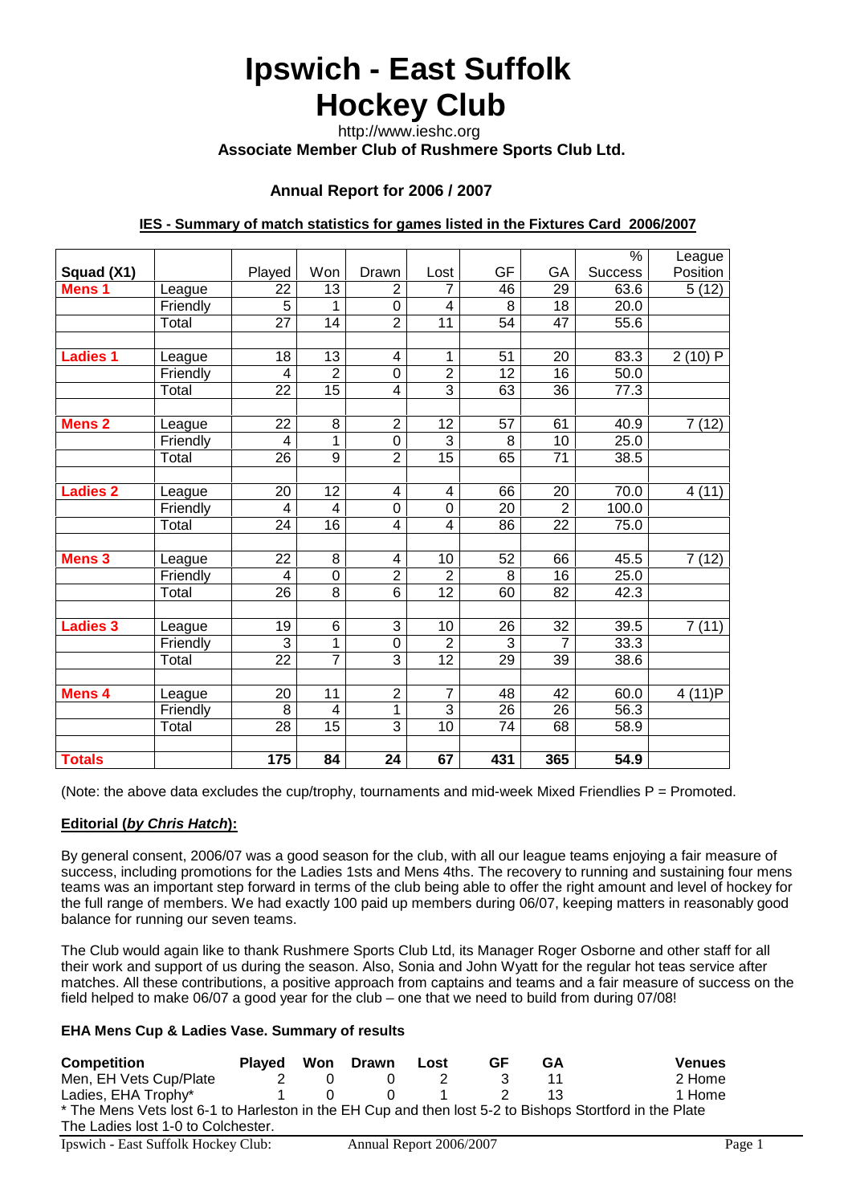# Ipswich - East Suffolk Hockey Club

http://www.ieshc.org

**Associate Member Club of Rushmere Sports Club Ltd.**

### Annual Report for 2006 / 2007

**IES - Summary of match statistics for games listed in the Fixtures Card 2006/2007**

| Squad (X1) | | Played | Won | Drawn | Lost | GF | GA | % Success | League Position |
|---|---|---|---|---|---|---|---|---|---|
| **Mens 1** | League | 22 | 13 | 2 | 7 | 46 | 29 | 63.6 | 5 (12) |
| | Friendly | 5 | 1 | 0 | 4 | 8 | 18 | 20.0 | |
| | Total | 27 | 14 | 2 | 11 | 54 | 47 | 55.6 | |
| | | | | | | | | | |
| **Ladies 1** | League | 18 | 13 | 4 | 1 | 51 | 20 | 83.3 | 2 (10) P |
| | Friendly | 4 | 2 | 0 | 2 | 12 | 16 | 50.0 | |
| | Total | 22 | 15 | 4 | 3 | 63 | 36 | 77.3 | |
| | | | | | | | | | |
| **Mens 2** | League | 22 | 8 | 2 | 12 | 57 | 61 | 40.9 | 7 (12) |
| | Friendly | 4 | 1 | 0 | 3 | 8 | 10 | 25.0 | |
| | Total | 26 | 9 | 2 | 15 | 65 | 71 | 38.5 | |
| | | | | | | | | | |
| **Ladies 2** | League | 20 | 12 | 4 | 4 | 66 | 20 | 70.0 | 4 (11) |
| | Friendly | 4 | 4 | 0 | 0 | 20 | 2 | 100.0 | |
| | Total | 24 | 16 | 4 | 4 | 86 | 22 | 75.0 | |
| | | | | | | | | | |
| **Mens 3** | League | 22 | 8 | 4 | 10 | 52 | 66 | 45.5 | 7 (12) |
| | Friendly | 4 | 0 | 2 | 2 | 8 | 16 | 25.0 | |
| | Total | 26 | 8 | 6 | 12 | 60 | 82 | 42.3 | |
| | | | | | | | | | |
| **Ladies 3** | League | 19 | 6 | 3 | 10 | 26 | 32 | 39.5 | 7 (11) |
| | Friendly | 3 | 1 | 0 | 2 | 3 | 7 | 33.3 | |
| | Total | 22 | 7 | 3 | 12 | 29 | 39 | 38.6 | |
| | | | | | | | | | |
| **Mens 4** | League | 20 | 11 | 2 | 7 | 48 | 42 | 60.0 | 4 (11)P |
| | Friendly | 8 | 4 | 1 | 3 | 26 | 26 | 56.3 | |
| | Total | 28 | 15 | 3 | 10 | 74 | 68 | 58.9 | |
| | | | | | | | | | |
| **Totals** | | **175** | **84** | **24** | **67** | **431** | **365** | **54.9** | |

(Note: the above data excludes the cup/trophy, tournaments and mid-week Mixed Friendlies P = Promoted.

**Editorial (*by Chris Hatch*):**

By general consent, 2006/07 was a good season for the club, with all our league teams enjoying a fair measure of success, including promotions for the Ladies 1sts and Mens 4ths. The recovery to running and sustaining four mens teams was an important step forward in terms of the club being able to offer the right amount and level of hockey for the full range of members. We had exactly 100 paid up members during 06/07, keeping matters in reasonably good balance for running our seven teams.

The Club would again like to thank Rushmere Sports Club Ltd, its Manager Roger Osborne and other staff for all their work and support of us during the season. Also, Sonia and John Wyatt for the regular hot teas service after matches. All these contributions, a positive approach from captains and teams and a fair measure of success on the field helped to make 06/07 a good year for the club – one that we need to build from during 07/08!

**EHA Mens Cup & Ladies Vase. Summary of results**

| Competition | Played | Won | Drawn | Lost | GF | GA | Venues |
|---|---|---|---|---|---|---|---|
| Men, EH Vets Cup/Plate | 2 | 0 | 0 | 2 | 3 | 11 | 2 Home |
| Ladies, EHA Trophy* | 1 | 0 | 0 | 1 | 2 | 13 | 1 Home |

* The Mens Vets lost 6-1 to Harleston in the EH Cup and then lost 5-2 to Bishops Stortford in the Plate
The Ladies lost 1-0 to Colchester.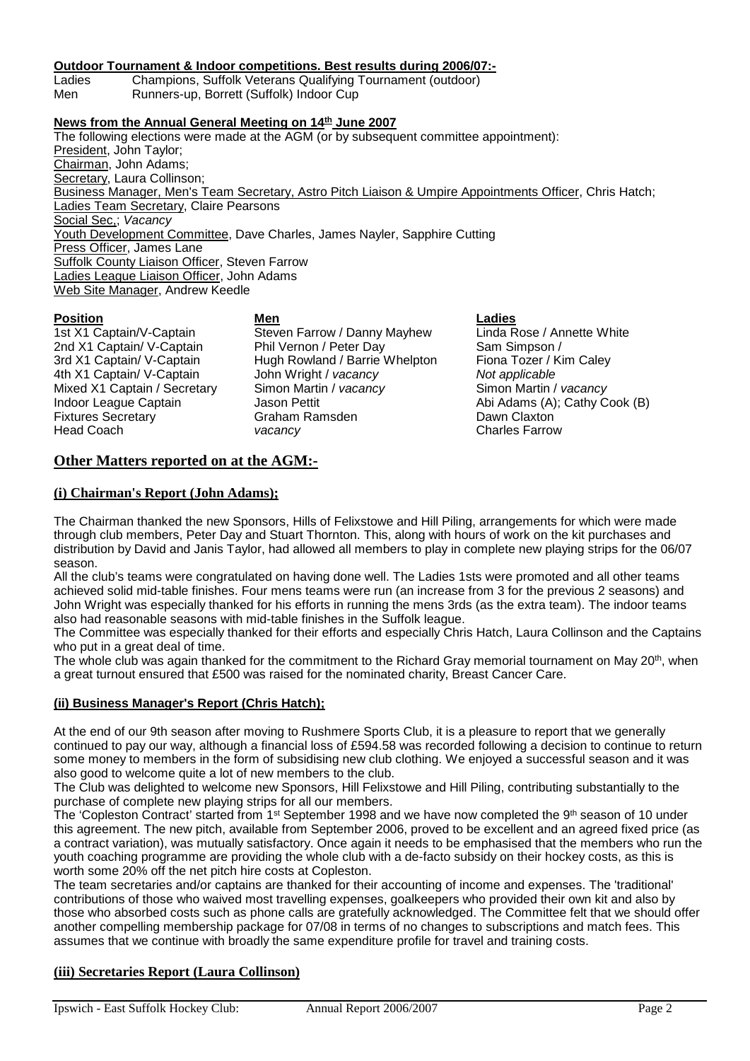**Outdoor Tournament & Indoor competitions. Best results during 2006/07:-**

Ladies Champions, Suffolk Veterans Qualifying Tournament (outdoor)
Men Runners-up, Borrett (Suffolk) Indoor Cup

**News from the Annual General Meeting on 14th June 2007**

The following elections were made at the AGM (or by subsequent committee appointment):
President, John Taylor;
Chairman, John Adams;
Secretary, Laura Collinson;
Business Manager, Men's Team Secretary, Astro Pitch Liaison & Umpire Appointments Officer, Chris Hatch;
Ladies Team Secretary, Claire Pearsons
Social Sec,; *Vacancy*
Youth Development Committee, Dave Charles, James Nayler, Sapphire Cutting
Press Officer, James Lane
Suffolk County Liaison Officer, Steven Farrow
Ladies League Liaison Officer, John Adams
Web Site Manager, Andrew Keedle

| **Position** | **Men** | **Ladies** |
|---|---|---|
| 1st X1 Captain/V-Captain | Steven Farrow / Danny Mayhew | Linda Rose / Annette White |
| 2nd X1 Captain/ V-Captain | Phil Vernon / Peter Day | Sam Simpson / |
| 3rd X1 Captain/ V-Captain | Hugh Rowland / Barrie Whelpton | Fiona Tozer / Kim Caley |
| 4th X1 Captain/ V-Captain | John Wright / *vacancy* | *Not applicable* |
| Mixed X1 Captain / Secretary | Simon Martin / *vacancy* | Simon Martin / *vacancy* |
| Indoor League Captain | Jason Pettit | Abi Adams (A); Cathy Cook (B) |
| Fixtures Secretary | Graham Ramsden | Dawn Claxton |
| Head Coach | *vacancy* | Charles Farrow |

## Other Matters reported on at the AGM:-

### (i) Chairman's Report (John Adams);

The Chairman thanked the new Sponsors, Hills of Felixstowe and Hill Piling, arrangements for which were made through club members, Peter Day and Stuart Thornton. This, along with hours of work on the kit purchases and distribution by David and Janis Taylor, had allowed all members to play in complete new playing strips for the 06/07 season.

All the club's teams were congratulated on having done well. The Ladies 1sts were promoted and all other teams achieved solid mid-table finishes. Four mens teams were run (an increase from 3 for the previous 2 seasons) and John Wright was especially thanked for his efforts in running the mens 3rds (as the extra team). The indoor teams also had reasonable seasons with mid-table finishes in the Suffolk league.

The Committee was especially thanked for their efforts and especially Chris Hatch, Laura Collinson and the Captains who put in a great deal of time.

The whole club was again thanked for the commitment to the Richard Gray memorial tournament on May 20th, when a great turnout ensured that £500 was raised for the nominated charity, Breast Cancer Care.

### (ii) Business Manager's Report (Chris Hatch);

At the end of our 9th season after moving to Rushmere Sports Club, it is a pleasure to report that we generally continued to pay our way, although a financial loss of £594.58 was recorded following a decision to continue to return some money to members in the form of subsidising new club clothing. We enjoyed a successful season and it was also good to welcome quite a lot of new members to the club.

The Club was delighted to welcome new Sponsors, Hill Felixstowe and Hill Piling, contributing substantially to the purchase of complete new playing strips for all our members.

The 'Copleston Contract' started from 1st September 1998 and we have now completed the 9th season of 10 under this agreement. The new pitch, available from September 2006, proved to be excellent and an agreed fixed price (as a contract variation), was mutually satisfactory. Once again it needs to be emphasised that the members who run the youth coaching programme are providing the whole club with a de-facto subsidy on their hockey costs, as this is worth some 20% off the net pitch hire costs at Copleston.

The team secretaries and/or captains are thanked for their accounting of income and expenses. The 'traditional' contributions of those who waived most travelling expenses, goalkeepers who provided their own kit and also by those who absorbed costs such as phone calls are gratefully acknowledged. The Committee felt that we should offer another compelling membership package for 07/08 in terms of no changes to subscriptions and match fees. This assumes that we continue with broadly the same expenditure profile for travel and training costs.

### (iii) Secretaries Report (Laura Collinson)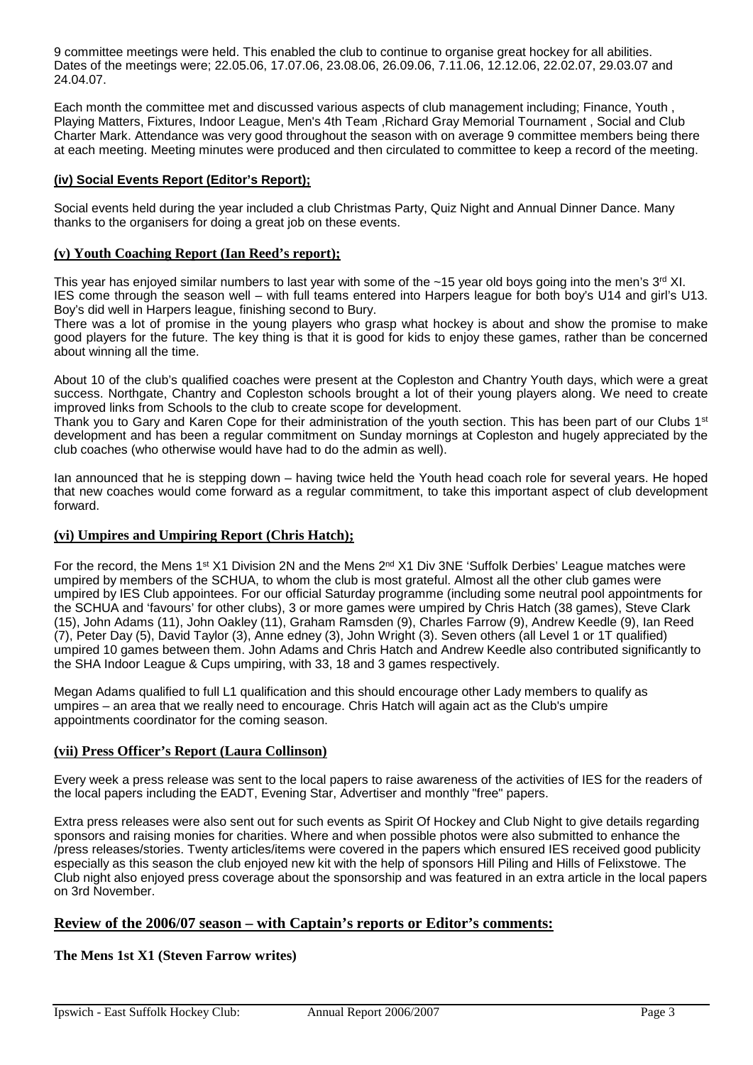9 committee meetings were held. This enabled the club to continue to organise great hockey for all abilities. Dates of the meetings were; 22.05.06, 17.07.06, 23.08.06, 26.09.06, 7.11.06, 12.12.06, 22.02.07, 29.03.07 and 24.04.07.

Each month the committee met and discussed various aspects of club management including; Finance, Youth , Playing Matters, Fixtures, Indoor League, Men's 4th Team ,Richard Gray Memorial Tournament , Social and Club Charter Mark. Attendance was very good throughout the season with on average 9 committee members being there at each meeting. Meeting minutes were produced and then circulated to committee to keep a record of the meeting.

### (iv) Social Events Report (Editor's Report);

Social events held during the year included a club Christmas Party, Quiz Night and Annual Dinner Dance. Many thanks to the organisers for doing a great job on these events.

### (v) Youth Coaching Report (Ian Reed's report);

This year has enjoyed similar numbers to last year with some of the ~15 year old boys going into the men's 3rd XI. IES come through the season well – with full teams entered into Harpers league for both boy's U14 and girl's U13. Boy's did well in Harpers league, finishing second to Bury.
There was a lot of promise in the young players who grasp what hockey is about and show the promise to make good players for the future. The key thing is that it is good for kids to enjoy these games, rather than be concerned about winning all the time.

About 10 of the club's qualified coaches were present at the Copleston and Chantry Youth days, which were a great success. Northgate, Chantry and Copleston schools brought a lot of their young players along. We need to create improved links from Schools to the club to create scope for development.
Thank you to Gary and Karen Cope for their administration of the youth section. This has been part of our Clubs 1st development and has been a regular commitment on Sunday mornings at Copleston and hugely appreciated by the club coaches (who otherwise would have had to do the admin as well).

Ian announced that he is stepping down – having twice held the Youth head coach role for several years. He hoped that new coaches would come forward as a regular commitment, to take this important aspect of club development forward.

### (vi) Umpires and Umpiring Report (Chris Hatch);

For the record, the Mens 1st X1 Division 2N and the Mens 2nd X1 Div 3NE 'Suffolk Derbies' League matches were umpired by members of the SCHUA, to whom the club is most grateful. Almost all the other club games were umpired by IES Club appointees. For our official Saturday programme (including some neutral pool appointments for the SCHUA and 'favours' for other clubs), 3 or more games were umpired by Chris Hatch (38 games), Steve Clark (15), John Adams (11), John Oakley (11), Graham Ramsden (9), Charles Farrow (9), Andrew Keedle (9), Ian Reed (7), Peter Day (5), David Taylor (3), Anne edney (3), John Wright (3). Seven others (all Level 1 or 1T qualified) umpired 10 games between them. John Adams and Chris Hatch and Andrew Keedle also contributed significantly to the SHA Indoor League & Cups umpiring, with 33, 18 and 3 games respectively.

Megan Adams qualified to full L1 qualification and this should encourage other Lady members to qualify as umpires – an area that we really need to encourage. Chris Hatch will again act as the Club's umpire appointments coordinator for the coming season.

### (vii) Press Officer's Report (Laura Collinson)

Every week a press release was sent to the local papers to raise awareness of the activities of IES for the readers of the local papers including the EADT, Evening Star, Advertiser and monthly "free" papers.

Extra press releases were also sent out for such events as Spirit Of Hockey and Club Night to give details regarding sponsors and raising monies for charities. Where and when possible photos were also submitted to enhance the /press releases/stories. Twenty articles/items were covered in the papers which ensured IES received good publicity especially as this season the club enjoyed new kit with the help of sponsors Hill Piling and Hills of Felixstowe. The Club night also enjoyed press coverage about the sponsorship and was featured in an extra article in the local papers on 3rd November.

## Review of the 2006/07 season – with Captain's reports or Editor's comments:

### The Mens 1st X1 (Steven Farrow writes)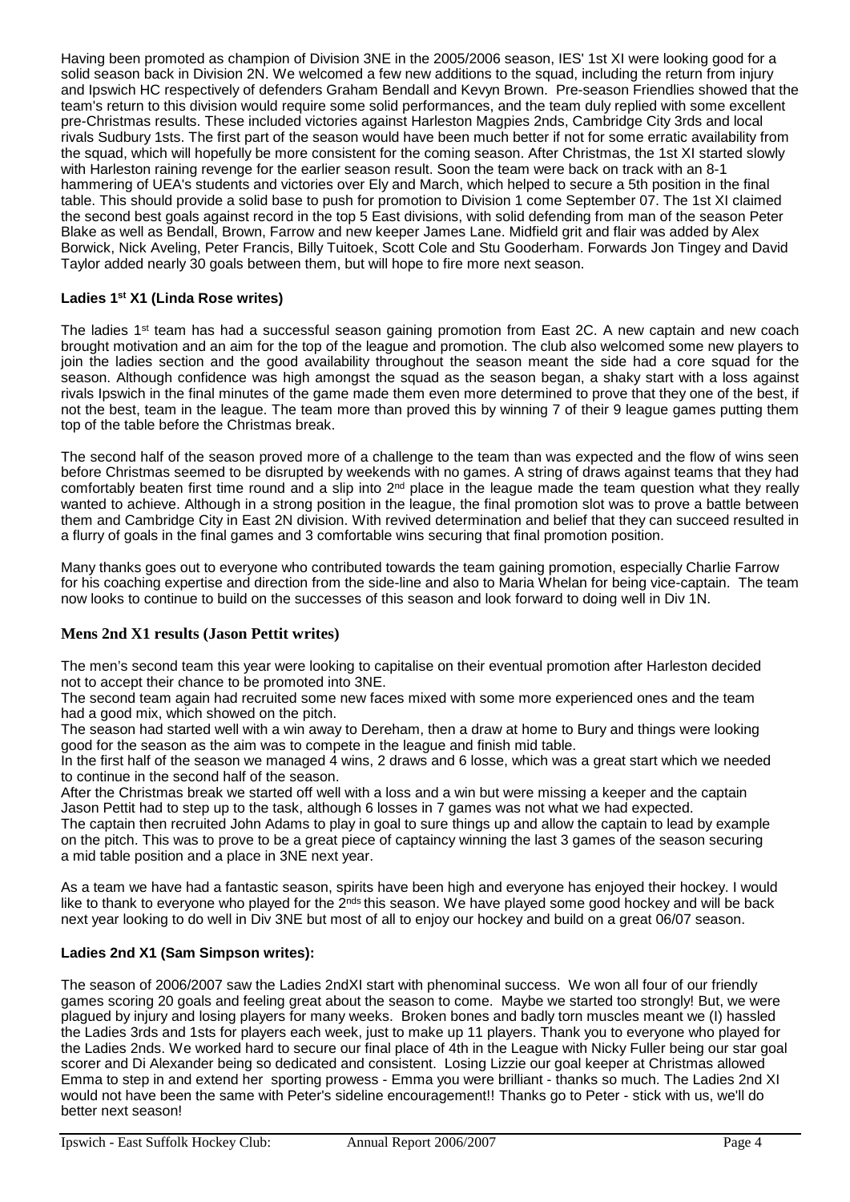Having been promoted as champion of Division 3NE in the 2005/2006 season, IES' 1st XI were looking good for a solid season back in Division 2N. We welcomed a few new additions to the squad, including the return from injury and Ipswich HC respectively of defenders Graham Bendall and Kevyn Brown. Pre-season Friendlies showed that the team's return to this division would require some solid performances, and the team duly replied with some excellent pre-Christmas results. These included victories against Harleston Magpies 2nds, Cambridge City 3rds and local rivals Sudbury 1sts. The first part of the season would have been much better if not for some erratic availability from the squad, which will hopefully be more consistent for the coming season. After Christmas, the 1st XI started slowly with Harleston raining revenge for the earlier season result. Soon the team were back on track with an 8-1 hammering of UEA's students and victories over Ely and March, which helped to secure a 5th position in the final table. This should provide a solid base to push for promotion to Division 1 come September 07. The 1st XI claimed the second best goals against record in the top 5 East divisions, with solid defending from man of the season Peter Blake as well as Bendall, Brown, Farrow and new keeper James Lane. Midfield grit and flair was added by Alex Borwick, Nick Aveling, Peter Francis, Billy Tuitoek, Scott Cole and Stu Gooderham. Forwards Jon Tingey and David Taylor added nearly 30 goals between them, but will hope to fire more next season.

### Ladies 1st X1 (Linda Rose writes)

The ladies 1st team has had a successful season gaining promotion from East 2C. A new captain and new coach brought motivation and an aim for the top of the league and promotion. The club also welcomed some new players to join the ladies section and the good availability throughout the season meant the side had a core squad for the season. Although confidence was high amongst the squad as the season began, a shaky start with a loss against rivals Ipswich in the final minutes of the game made them even more determined to prove that they one of the best, if not the best, team in the league. The team more than proved this by winning 7 of their 9 league games putting them top of the table before the Christmas break.

The second half of the season proved more of a challenge to the team than was expected and the flow of wins seen before Christmas seemed to be disrupted by weekends with no games. A string of draws against teams that they had comfortably beaten first time round and a slip into 2nd place in the league made the team question what they really wanted to achieve. Although in a strong position in the league, the final promotion slot was to prove a battle between them and Cambridge City in East 2N division. With revived determination and belief that they can succeed resulted in a flurry of goals in the final games and 3 comfortable wins securing that final promotion position.

Many thanks goes out to everyone who contributed towards the team gaining promotion, especially Charlie Farrow for his coaching expertise and direction from the side-line and also to Maria Whelan for being vice-captain. The team now looks to continue to build on the successes of this season and look forward to doing well in Div 1N.

### Mens 2nd X1 results (Jason Pettit writes)

The men's second team this year were looking to capitalise on their eventual promotion after Harleston decided not to accept their chance to be promoted into 3NE.

The second team again had recruited some new faces mixed with some more experienced ones and the team had a good mix, which showed on the pitch.

The season had started well with a win away to Dereham, then a draw at home to Bury and things were looking good for the season as the aim was to compete in the league and finish mid table.

In the first half of the season we managed 4 wins, 2 draws and 6 losse, which was a great start which we needed to continue in the second half of the season.

After the Christmas break we started off well with a loss and a win but were missing a keeper and the captain Jason Pettit had to step up to the task, although 6 losses in 7 games was not what we had expected.

The captain then recruited John Adams to play in goal to sure things up and allow the captain to lead by example on the pitch. This was to prove to be a great piece of captaincy winning the last 3 games of the season securing a mid table position and a place in 3NE next year.

As a team we have had a fantastic season, spirits have been high and everyone has enjoyed their hockey. I would like to thank to everyone who played for the 2nds this season. We have played some good hockey and will be back next year looking to do well in Div 3NE but most of all to enjoy our hockey and build on a great 06/07 season.

### Ladies 2nd X1 (Sam Simpson writes):

The season of 2006/2007 saw the Ladies 2ndXI start with phenominal success. We won all four of our friendly games scoring 20 goals and feeling great about the season to come. Maybe we started too strongly! But, we were plagued by injury and losing players for many weeks. Broken bones and badly torn muscles meant we (I) hassled the Ladies 3rds and 1sts for players each week, just to make up 11 players. Thank you to everyone who played for the Ladies 2nds. We worked hard to secure our final place of 4th in the League with Nicky Fuller being our star goal scorer and Di Alexander being so dedicated and consistent. Losing Lizzie our goal keeper at Christmas allowed Emma to step in and extend her sporting prowess - Emma you were brilliant - thanks so much. The Ladies 2nd XI would not have been the same with Peter's sideline encouragement!! Thanks go to Peter - stick with us, we'll do better next season!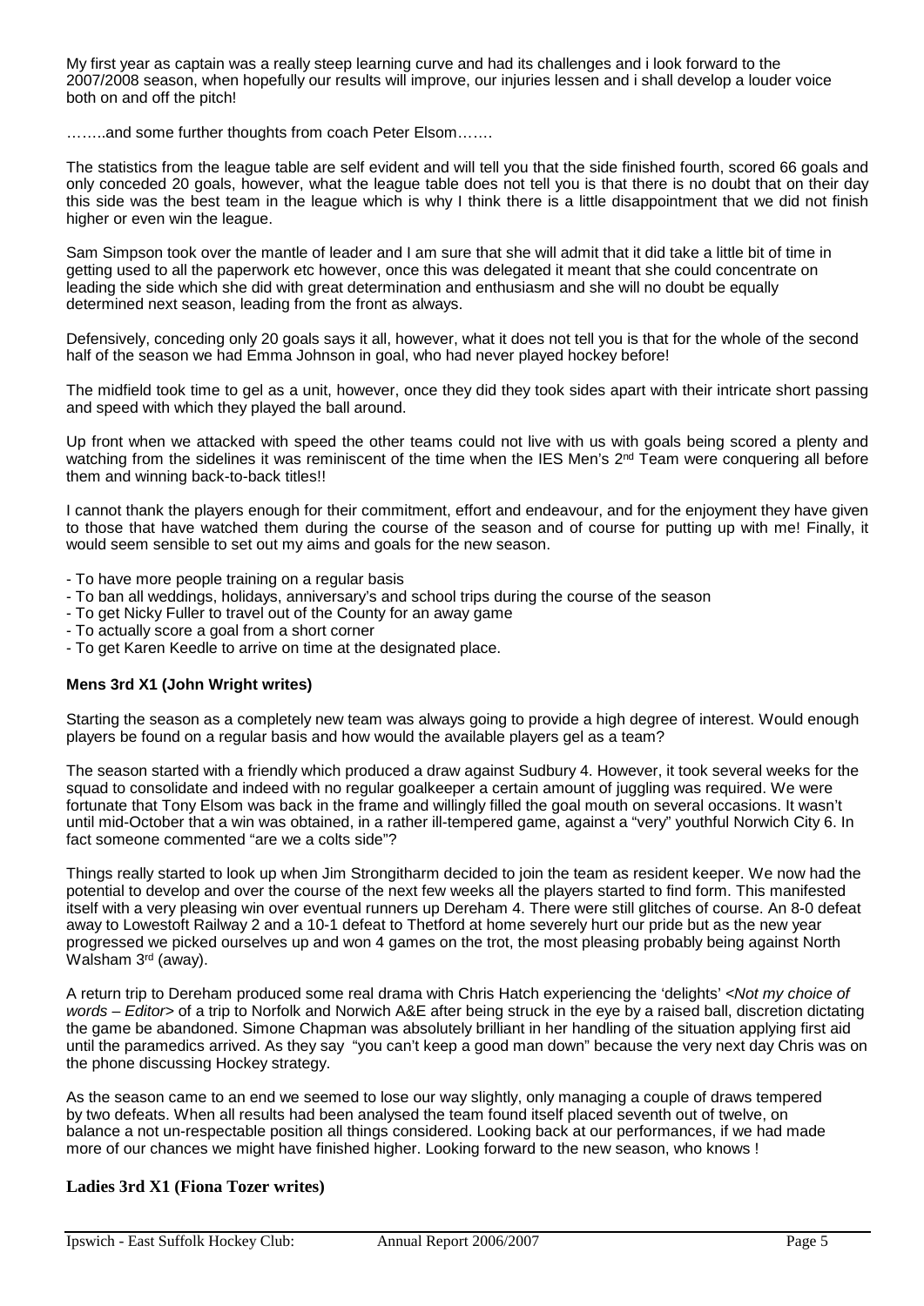My first year as captain was a really steep learning curve and had its challenges and i look forward to the 2007/2008 season, when hopefully our results will improve, our injuries lessen and i shall develop a louder voice both on and off the pitch!

……..and some further thoughts from coach Peter Elsom…….

The statistics from the league table are self evident and will tell you that the side finished fourth, scored 66 goals and only conceded 20 goals, however, what the league table does not tell you is that there is no doubt that on their day this side was the best team in the league which is why I think there is a little disappointment that we did not finish higher or even win the league.

Sam Simpson took over the mantle of leader and I am sure that she will admit that it did take a little bit of time in getting used to all the paperwork etc however, once this was delegated it meant that she could concentrate on leading the side which she did with great determination and enthusiasm and she will no doubt be equally determined next season, leading from the front as always.

Defensively, conceding only 20 goals says it all, however, what it does not tell you is that for the whole of the second half of the season we had Emma Johnson in goal, who had never played hockey before!

The midfield took time to gel as a unit, however, once they did they took sides apart with their intricate short passing and speed with which they played the ball around.

Up front when we attacked with speed the other teams could not live with us with goals being scored a plenty and watching from the sidelines it was reminiscent of the time when the IES Men's 2nd Team were conquering all before them and winning back-to-back titles!!

I cannot thank the players enough for their commitment, effort and endeavour, and for the enjoyment they have given to those that have watched them during the course of the season and of course for putting up with me! Finally, it would seem sensible to set out my aims and goals for the new season.

- To have more people training on a regular basis
- To ban all weddings, holidays, anniversary's and school trips during the course of the season
- To get Nicky Fuller to travel out of the County for an away game
- To actually score a goal from a short corner
- To get Karen Keedle to arrive on time at the designated place.

**Mens 3rd X1 (John Wright writes)**

Starting the season as a completely new team was always going to provide a high degree of interest. Would enough players be found on a regular basis and how would the available players gel as a team?

The season started with a friendly which produced a draw against Sudbury 4. However, it took several weeks for the squad to consolidate and indeed with no regular goalkeeper a certain amount of juggling was required. We were fortunate that Tony Elsom was back in the frame and willingly filled the goal mouth on several occasions. It wasn't until mid-October that a win was obtained, in a rather ill-tempered game, against a "very" youthful Norwich City 6. In fact someone commented "are we a colts side"?

Things really started to look up when Jim Strongitharm decided to join the team as resident keeper. We now had the potential to develop and over the course of the next few weeks all the players started to find form. This manifested itself with a very pleasing win over eventual runners up Dereham 4. There were still glitches of course. An 8-0 defeat away to Lowestoft Railway 2 and a 10-1 defeat to Thetford at home severely hurt our pride but as the new year progressed we picked ourselves up and won 4 games on the trot, the most pleasing probably being against North Walsham 3rd (away).

A return trip to Dereham produced some real drama with Chris Hatch experiencing the 'delights' <*Not my choice of words – Editor*> of a trip to Norfolk and Norwich A&E after being struck in the eye by a raised ball, discretion dictating the game be abandoned. Simone Chapman was absolutely brilliant in her handling of the situation applying first aid until the paramedics arrived. As they say "you can't keep a good man down" because the very next day Chris was on the phone discussing Hockey strategy.

As the season came to an end we seemed to lose our way slightly, only managing a couple of draws tempered by two defeats. When all results had been analysed the team found itself placed seventh out of twelve, on balance a not un-respectable position all things considered. Looking back at our performances, if we had made more of our chances we might have finished higher. Looking forward to the new season, who knows !

**Ladies 3rd X1 (Fiona Tozer writes)**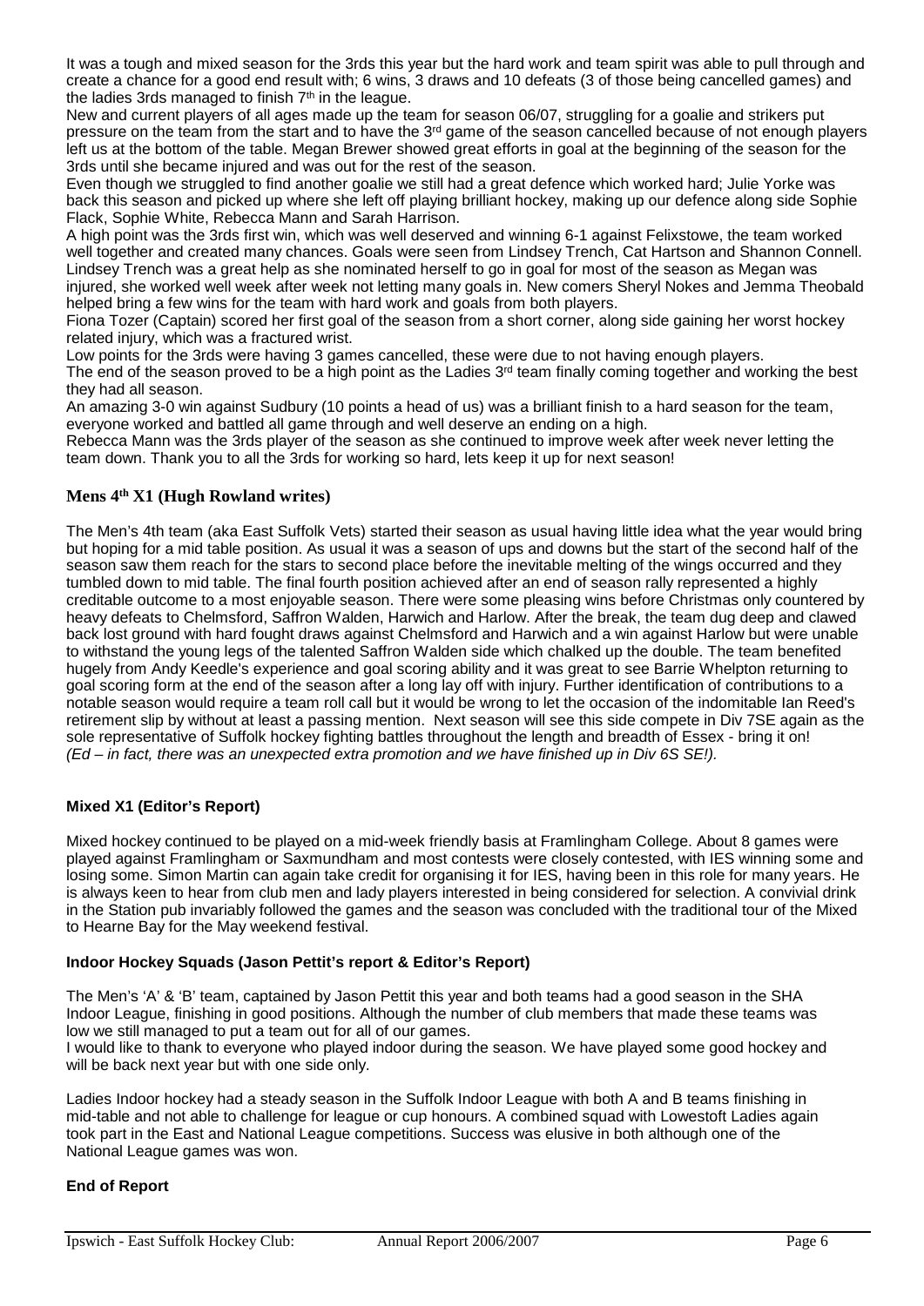It was a tough and mixed season for the 3rds this year but the hard work and team spirit was able to pull through and create a chance for a good end result with; 6 wins, 3 draws and 10 defeats (3 of those being cancelled games) and the ladies 3rds managed to finish 7th in the league.

New and current players of all ages made up the team for season 06/07, struggling for a goalie and strikers put pressure on the team from the start and to have the 3rd game of the season cancelled because of not enough players left us at the bottom of the table. Megan Brewer showed great efforts in goal at the beginning of the season for the 3rds until she became injured and was out for the rest of the season.

Even though we struggled to find another goalie we still had a great defence which worked hard; Julie Yorke was back this season and picked up where she left off playing brilliant hockey, making up our defence along side Sophie Flack, Sophie White, Rebecca Mann and Sarah Harrison.

A high point was the 3rds first win, which was well deserved and winning 6-1 against Felixstowe, the team worked well together and created many chances. Goals were seen from Lindsey Trench, Cat Hartson and Shannon Connell. Lindsey Trench was a great help as she nominated herself to go in goal for most of the season as Megan was injured, she worked well week after week not letting many goals in. New comers Sheryl Nokes and Jemma Theobald helped bring a few wins for the team with hard work and goals from both players.

Fiona Tozer (Captain) scored her first goal of the season from a short corner, along side gaining her worst hockey related injury, which was a fractured wrist.

Low points for the 3rds were having 3 games cancelled, these were due to not having enough players.

The end of the season proved to be a high point as the Ladies 3rd team finally coming together and working the best they had all season.

An amazing 3-0 win against Sudbury (10 points a head of us) was a brilliant finish to a hard season for the team, everyone worked and battled all game through and well deserve an ending on a high.

Rebecca Mann was the 3rds player of the season as she continued to improve week after week never letting the team down. Thank you to all the 3rds for working so hard, lets keep it up for next season!

## Mens 4th X1 (Hugh Rowland writes)

The Men's 4th team (aka East Suffolk Vets) started their season as usual having little idea what the year would bring but hoping for a mid table position. As usual it was a season of ups and downs but the start of the second half of the season saw them reach for the stars to second place before the inevitable melting of the wings occurred and they tumbled down to mid table. The final fourth position achieved after an end of season rally represented a highly creditable outcome to a most enjoyable season. There were some pleasing wins before Christmas only countered by heavy defeats to Chelmsford, Saffron Walden, Harwich and Harlow. After the break, the team dug deep and clawed back lost ground with hard fought draws against Chelmsford and Harwich and a win against Harlow but were unable to withstand the young legs of the talented Saffron Walden side which chalked up the double. The team benefited hugely from Andy Keedle's experience and goal scoring ability and it was great to see Barrie Whelpton returning to goal scoring form at the end of the season after a long lay off with injury. Further identification of contributions to a notable season would require a team roll call but it would be wrong to let the occasion of the indomitable Ian Reed's retirement slip by without at least a passing mention. Next season will see this side compete in Div 7SE again as the sole representative of Suffolk hockey fighting battles throughout the length and breadth of Essex - bring it on! *(Ed – in fact, there was an unexpected extra promotion and we have finished up in Div 6S SE!).*

## Mixed X1 (Editor's Report)

Mixed hockey continued to be played on a mid-week friendly basis at Framlingham College. About 8 games were played against Framlingham or Saxmundham and most contests were closely contested, with IES winning some and losing some. Simon Martin can again take credit for organising it for IES, having been in this role for many years. He is always keen to hear from club men and lady players interested in being considered for selection. A convivial drink in the Station pub invariably followed the games and the season was concluded with the traditional tour of the Mixed to Hearne Bay for the May weekend festival.

## Indoor Hockey Squads (Jason Pettit's report & Editor's Report)

The Men's 'A' & 'B' team, captained by Jason Pettit this year and both teams had a good season in the SHA Indoor League, finishing in good positions. Although the number of club members that made these teams was low we still managed to put a team out for all of our games.

I would like to thank to everyone who played indoor during the season. We have played some good hockey and will be back next year but with one side only.

Ladies Indoor hockey had a steady season in the Suffolk Indoor League with both A and B teams finishing in mid-table and not able to challenge for league or cup honours. A combined squad with Lowestoft Ladies again took part in the East and National League competitions. Success was elusive in both although one of the National League games was won.

## End of Report